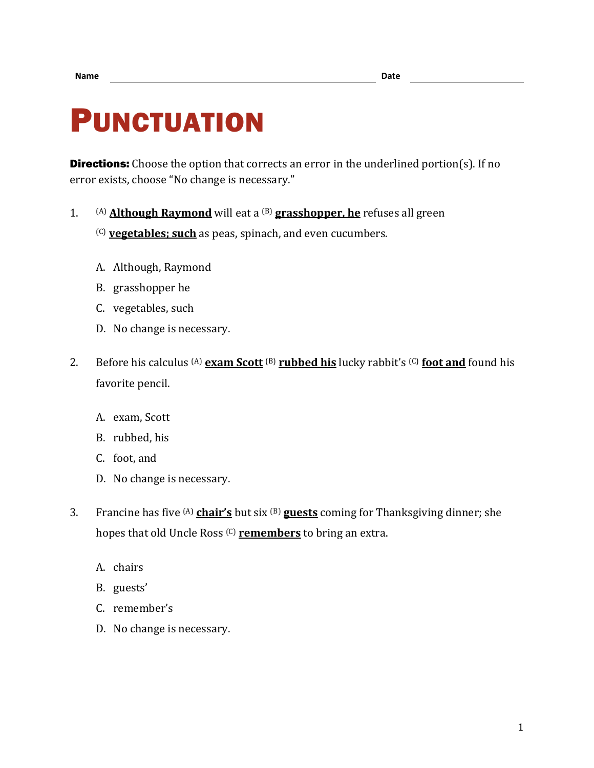Name ______________________________ Date ______________

# PUNCTUATION

**Directions:** Choose the option that corrects an error in the underlined portion(s). If no error exists, choose "No change is necessary."

1. [(A)] **<u>Although Raymond</u>** will eat a [(B)] **<u>grasshopper, he</u>** refuses all green [(C)] **<u>vegetables; such</u>** as peas, spinach, and even cucumbers.

   A. Although, Raymond
   B. grasshopper he
   C. vegetables, such
   D. No change is necessary.

2. Before his calculus [(A)] **<u>exam Scott</u>** [(B)] **<u>rubbed his</u>** lucky rabbit's [(C)] **<u>foot and</u>** found his favorite pencil.

   A. exam, Scott
   B. rubbed, his
   C. foot, and
   D. No change is necessary.

3. Francine has five [(A)] **<u>chair's</u>** but six [(B)] **<u>guests</u>** coming for Thanksgiving dinner; she hopes that old Uncle Ross [(C)] **<u>remembers</u>** to bring an extra.

   A. chairs
   B. guests'
   C. remember's
   D. No change is necessary.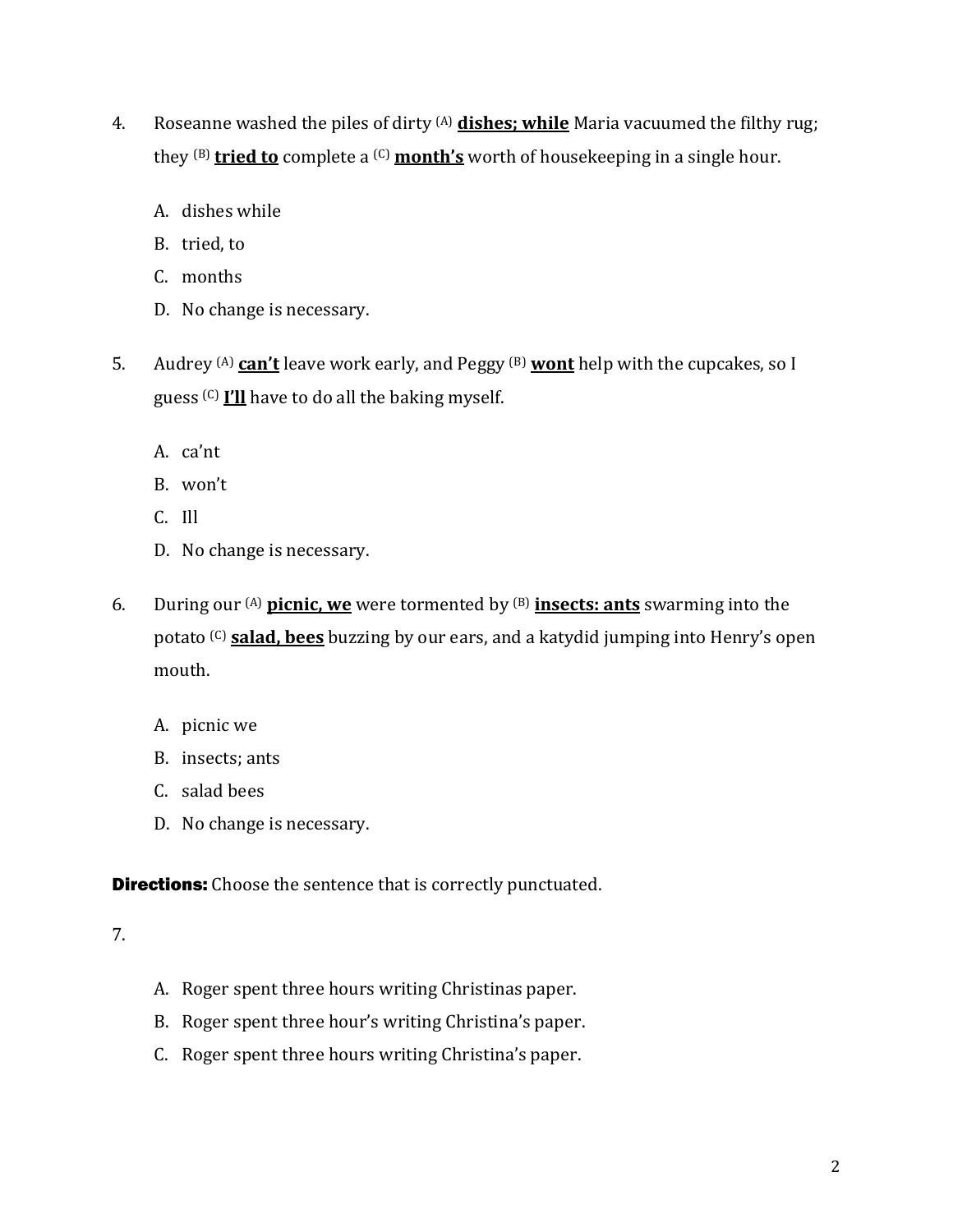4. Roseanne washed the piles of dirty [A] **<u>dishes; while</u>** Maria vacuumed the filthy rug; they [B] **<u>tried to</u>** complete a [C] **<u>month's</u>** worth of housekeeping in a single hour.

   A. dishes while
   B. tried, to
   C. months
   D. No change is necessary.

5. Audrey [A] **<u>can't</u>** leave work early, and Peggy [B] **<u>wont</u>** help with the cupcakes, so I guess [C] **<u>I'll</u>** have to do all the baking myself.

   A. ca'nt
   B. won't
   C. Ill
   D. No change is necessary.

6. During our [A] **<u>picnic, we</u>** were tormented by [B] **<u>insects: ants</u>** swarming into the potato [C] **<u>salad, bees</u>** buzzing by our ears, and a katydid jumping into Henry's open mouth.

   A. picnic we
   B. insects; ants
   C. salad bees
   D. No change is necessary.

**Directions:** Choose the sentence that is correctly punctuated.

7.

   A. Roger spent three hours writing Christinas paper.
   B. Roger spent three hour's writing Christina's paper.
   C. Roger spent three hours writing Christina's paper.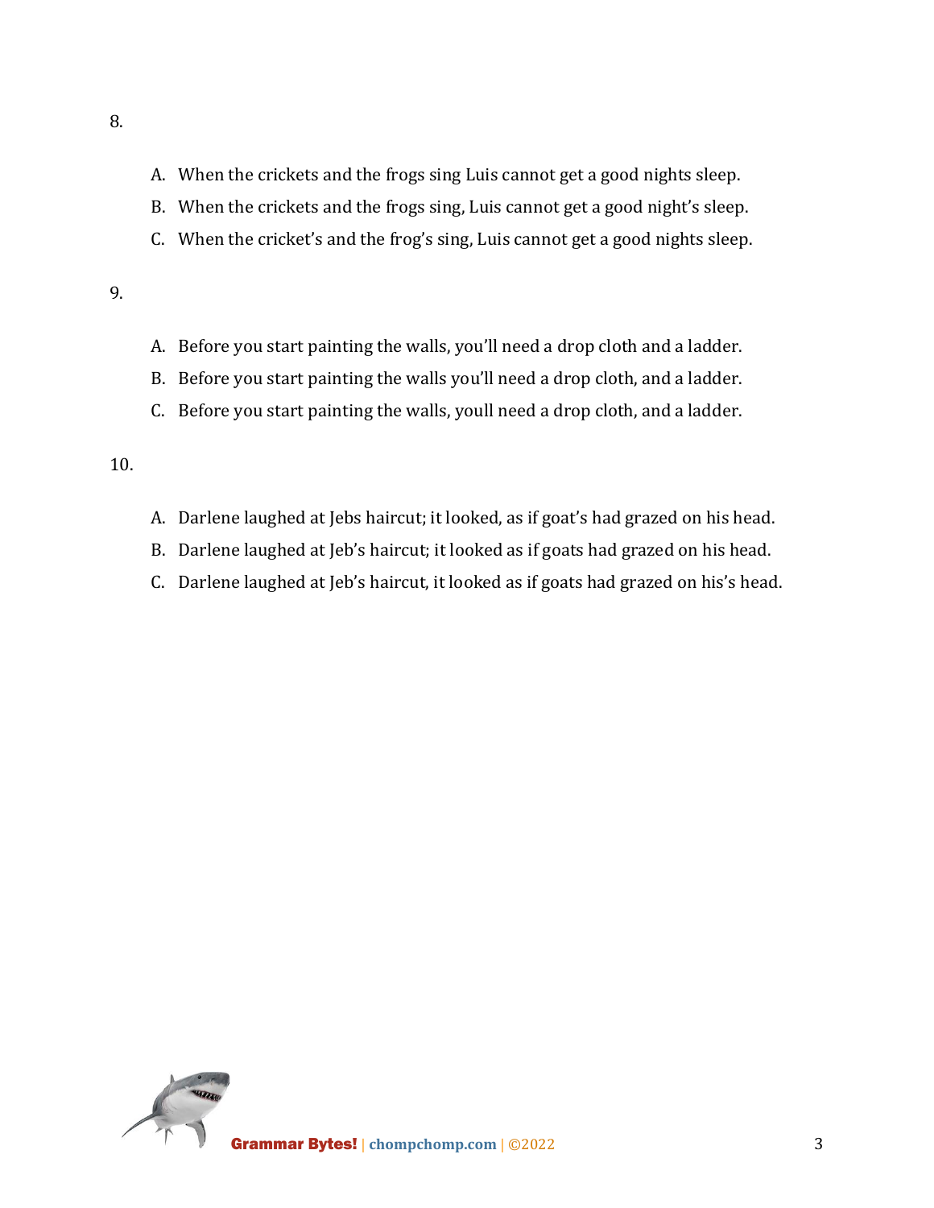8.

A. When the crickets and the frogs sing Luis cannot get a good nights sleep.
B. When the crickets and the frogs sing, Luis cannot get a good night's sleep.
C. When the cricket's and the frog's sing, Luis cannot get a good nights sleep.

9.

A. Before you start painting the walls, you'll need a drop cloth and a ladder.
B. Before you start painting the walls you'll need a drop cloth, and a ladder.
C. Before you start painting the walls, youll need a drop cloth, and a ladder.

10.

A. Darlene laughed at Jebs haircut; it looked, as if goat's had grazed on his head.
B. Darlene laughed at Jeb's haircut; it looked as if goats had grazed on his head.
C. Darlene laughed at Jeb's haircut, it looked as if goats had grazed on his's head.